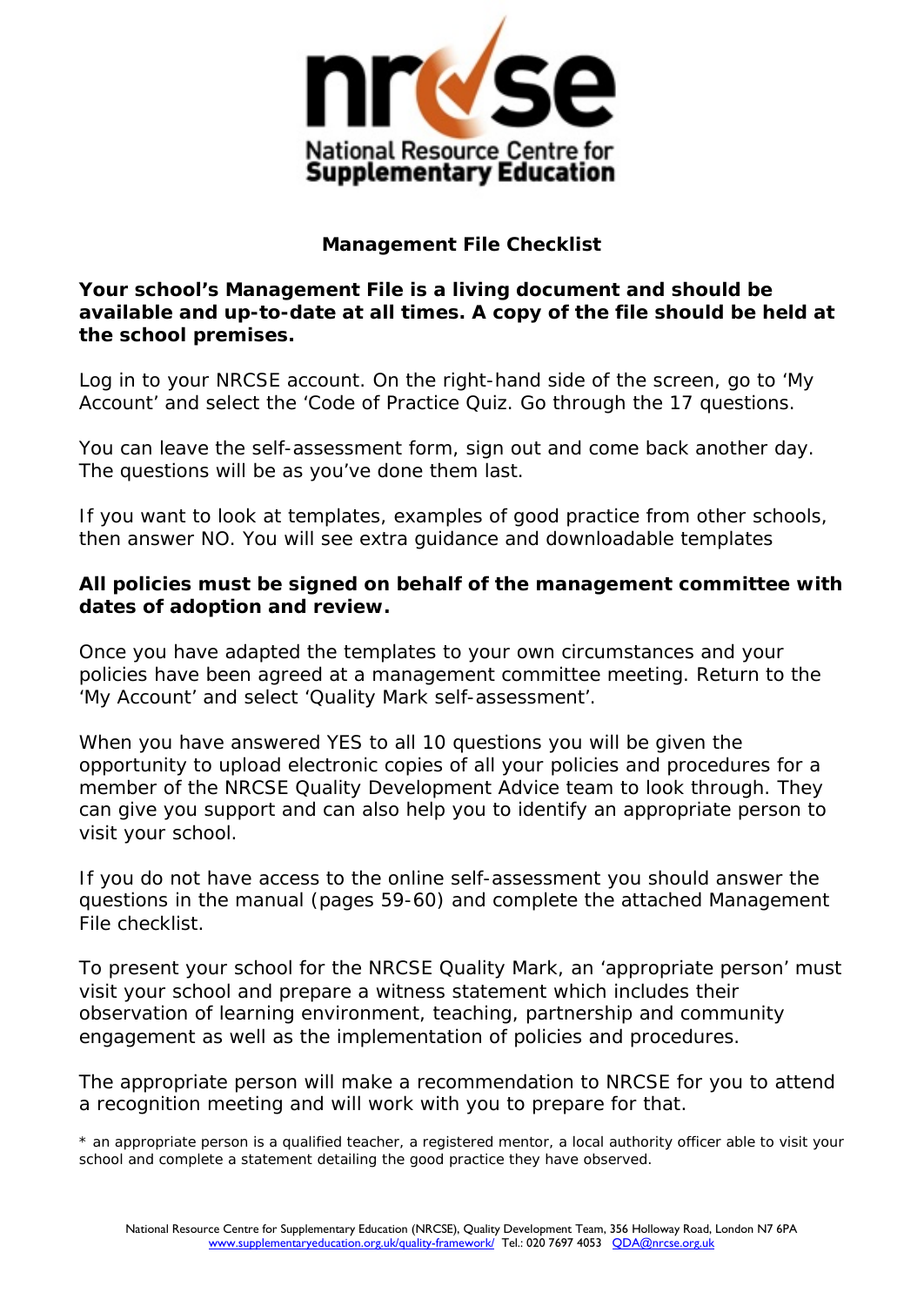# Management File Checklist

**Your school's Management File is a living document and should be available and up-to-date at all times. A copy of the file should be held at the school premises.**

Log in to your NRCSE account. On the right-hand side of the screen, go to 'My Account' and select the 'Code of Practice Quiz. Go through the 17 questions.

You can leave the self-assessment form, sign out and come back another day. The questions will be as you've done them last.

If you want to look at templates, examples of good practice from other schools, then answer NO. You will see extra guidance and downloadable templates

**All policies must be signed on behalf of the management committee with dates of adoption and review.**

Once you have adapted the templates to your own circumstances and your policies have been agreed at a management committee meeting. Return to the 'My Account' and select 'Quality Mark self-assessment'.

When you have answered YES to all 10 questions you will be given the opportunity to upload electronic copies of all your policies and procedures for a member of the NRCSE Quality Development Advice team to look through. They can give you support and can also help you to identify an appropriate person to visit your school.

If you do not have access to the online self-assessment you should answer the questions in the manual (pages 59-60) and complete the attached Management File checklist.

To present your school for the NRCSE Quality Mark, an 'appropriate person' must visit your school and prepare a witness statement which includes their observation of learning environment, teaching, partnership and community engagement as well as the implementation of policies and procedures.

The appropriate person will make a recommendation to NRCSE for you to attend a recognition meeting and will work with you to prepare for that.

* an appropriate person is a qualified teacher, a registered mentor, a local authority officer able to visit your school and complete a statement detailing the good practice they have observed.

National Resource Centre for Supplementary Education (NRCSE), Quality Development Team, 356 Holloway Road, London N7 6PA
www.supplementaryeducation.org.uk/quality-framework/ Tel.: 020 7697 4053 QDA@nrcse.org.uk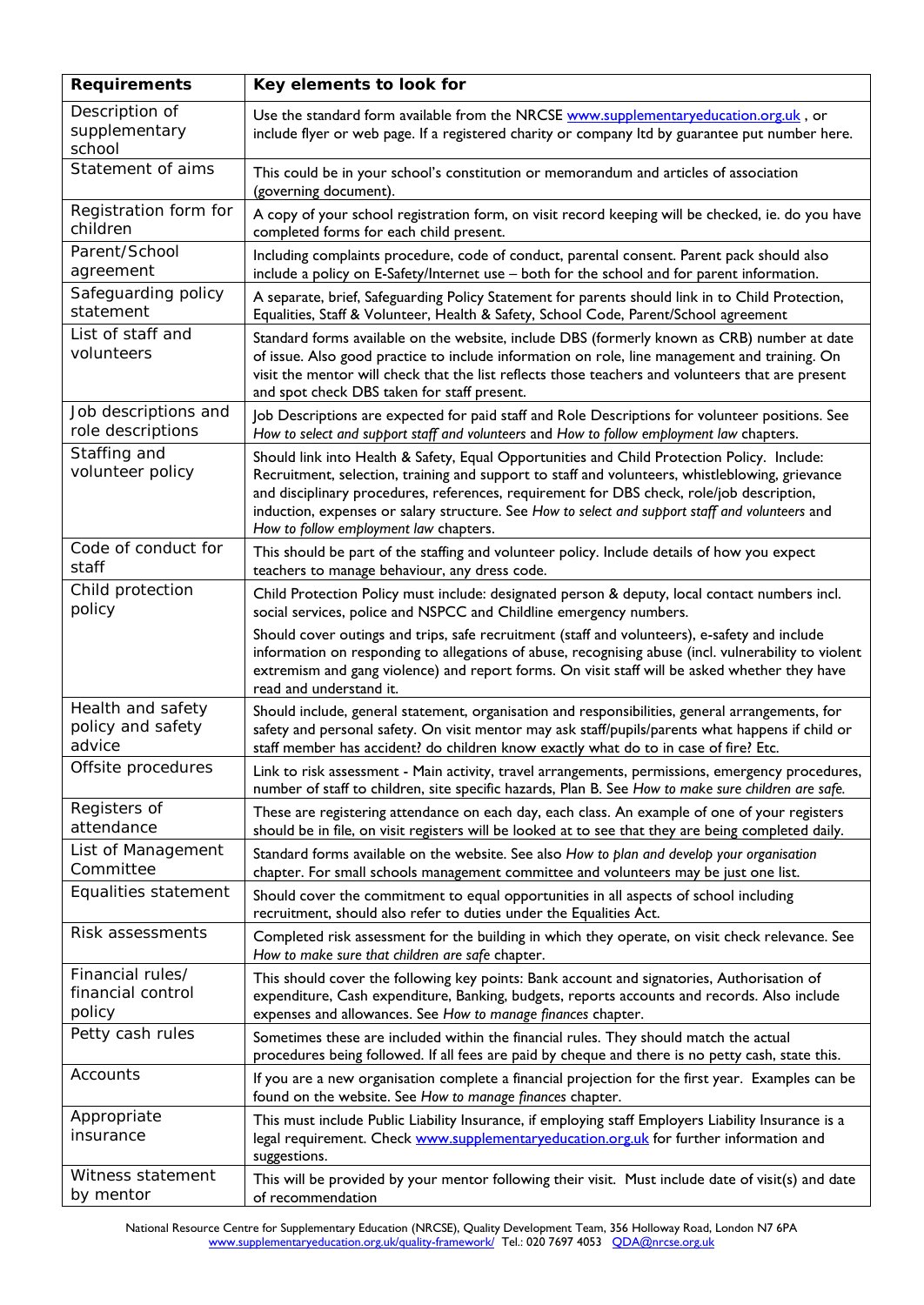| Requirements | Key elements to look for |
|---|---|
| Description of supplementary school | Use the standard form available from the NRCSE www.supplementaryeducation.org.uk , or include flyer or web page. If a registered charity or company ltd by guarantee put number here. |
| Statement of aims | This could be in your school's constitution or memorandum and articles of association (governing document). |
| Registration form for children | A copy of your school registration form, on visit record keeping will be checked, ie. do you have completed forms for each child present. |
| Parent/School agreement | Including complaints procedure, code of conduct, parental consent. Parent pack should also include a policy on E-Safety/Internet use – both for the school and for parent information. |
| Safeguarding policy statement | A separate, brief, Safeguarding Policy Statement for parents should link in to Child Protection, Equalities, Staff & Volunteer, Health & Safety, School Code, Parent/School agreement |
| List of staff and volunteers | Standard forms available on the website, include DBS (formerly known as CRB) number at date of issue. Also good practice to include information on role, line management and training. On visit the mentor will check that the list reflects those teachers and volunteers that are present and spot check DBS taken for staff present. |
| Job descriptions and role descriptions | Job Descriptions are expected for paid staff and Role Descriptions for volunteer positions. See *How to select and support staff and volunteers* and *How to follow employment law* chapters. |
| Staffing and volunteer policy | Should link into Health & Safety, Equal Opportunities and Child Protection Policy. Include: Recruitment, selection, training and support to staff and volunteers, whistleblowing, grievance and disciplinary procedures, references, requirement for DBS check, role/job description, induction, expenses or salary structure. See *How to select and support staff and volunteers* and *How to follow employment law* chapters. |
| Code of conduct for staff | This should be part of the staffing and volunteer policy. Include details of how you expect teachers to manage behaviour, any dress code. |
| Child protection policy | Child Protection Policy must include: designated person & deputy, local contact numbers incl. social services, police and NSPCC and Childline emergency numbers. Should cover outings and trips, safe recruitment (staff and volunteers), e-safety and include information on responding to allegations of abuse, recognising abuse (incl. vulnerability to violent extremism and gang violence) and report forms. On visit staff will be asked whether they have read and understand it. |
| Health and safety policy and safety advice | Should include, general statement, organisation and responsibilities, general arrangements, for safety and personal safety. On visit mentor may ask staff/pupils/parents what happens if child or staff member has accident? do children know exactly what do to in case of fire? Etc. |
| Offsite procedures | Link to risk assessment - Main activity, travel arrangements, permissions, emergency procedures, number of staff to children, site specific hazards, Plan B. See *How to make sure children are safe.* |
| Registers of attendance | These are registering attendance on each day, each class. An example of one of your registers should be in file, on visit registers will be looked at to see that they are being completed daily. |
| List of Management Committee | Standard forms available on the website. See also *How to plan and develop your organisation* chapter. For small schools management committee and volunteers may be just one list. |
| Equalities statement | Should cover the commitment to equal opportunities in all aspects of school including recruitment, should also refer to duties under the Equalities Act. |
| Risk assessments | Completed risk assessment for the building in which they operate, on visit check relevance. See *How to make sure that children are safe* chapter. |
| Financial rules/ financial control policy | This should cover the following key points: Bank account and signatories, Authorisation of expenditure, Cash expenditure, Banking, budgets, reports accounts and records. Also include expenses and allowances. See *How to manage finances* chapter. |
| Petty cash rules | Sometimes these are included within the financial rules. They should match the actual procedures being followed. If all fees are paid by cheque and there is no petty cash, state this. |
| Accounts | If you are a new organisation complete a financial projection for the first year. Examples can be found on the website. See *How to manage finances* chapter. |
| Appropriate insurance | This must include Public Liability Insurance, if employing staff Employers Liability Insurance is a legal requirement. Check www.supplementaryeducation.org.uk for further information and suggestions. |
| Witness statement by mentor | This will be provided by your mentor following their visit. Must include date of visit(s) and date of recommendation |

National Resource Centre for Supplementary Education (NRCSE), Quality Development Team, 356 Holloway Road, London N7 6PA
www.supplementaryeducation.org.uk/quality-framework/ Tel.: 020 7697 4053 QDA@nrcse.org.uk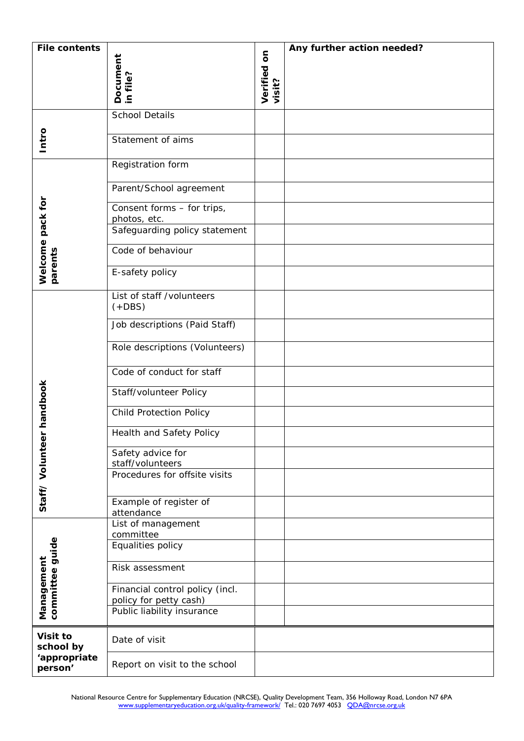| File contents | Document in file? | Verified on visit? | Any further action needed? |
|---|---|---|---|
| Intro | School Details | | |
| | Statement of aims | | |
| Welcome pack for parents | Registration form | | |
| | Parent/School agreement | | |
| | Consent forms – for trips, photos, etc. | | |
| | Safeguarding policy statement | | |
| | Code of behaviour | | |
| | E-safety policy | | |
| Staff/ Volunteer handbook | List of staff /volunteers (+DBS) | | |
| | Job descriptions (Paid Staff) | | |
| | Role descriptions (Volunteers) | | |
| | Code of conduct for staff | | |
| | Staff/volunteer Policy | | |
| | Child Protection Policy | | |
| | Health and Safety Policy | | |
| | Safety advice for staff/volunteers | | |
| | Procedures for offsite visits | | |
| | Example of register of attendance | | |
| Management committee guide | List of management committee | | |
| | Equalities policy | | |
| | Risk assessment | | |
| | Financial control policy (incl. policy for petty cash) | | |
| | Public liability insurance | | |
| **Visit to school by 'appropriate person'** | Date of visit | | |
| | Report on visit to the school | | |

National Resource Centre for Supplementary Education (NRCSE), Quality Development Team, 356 Holloway Road, London N7 6PA
www.supplementaryeducation.org.uk/quality-framework/ Tel.: 020 7697 4053 QDA@nrcse.org.uk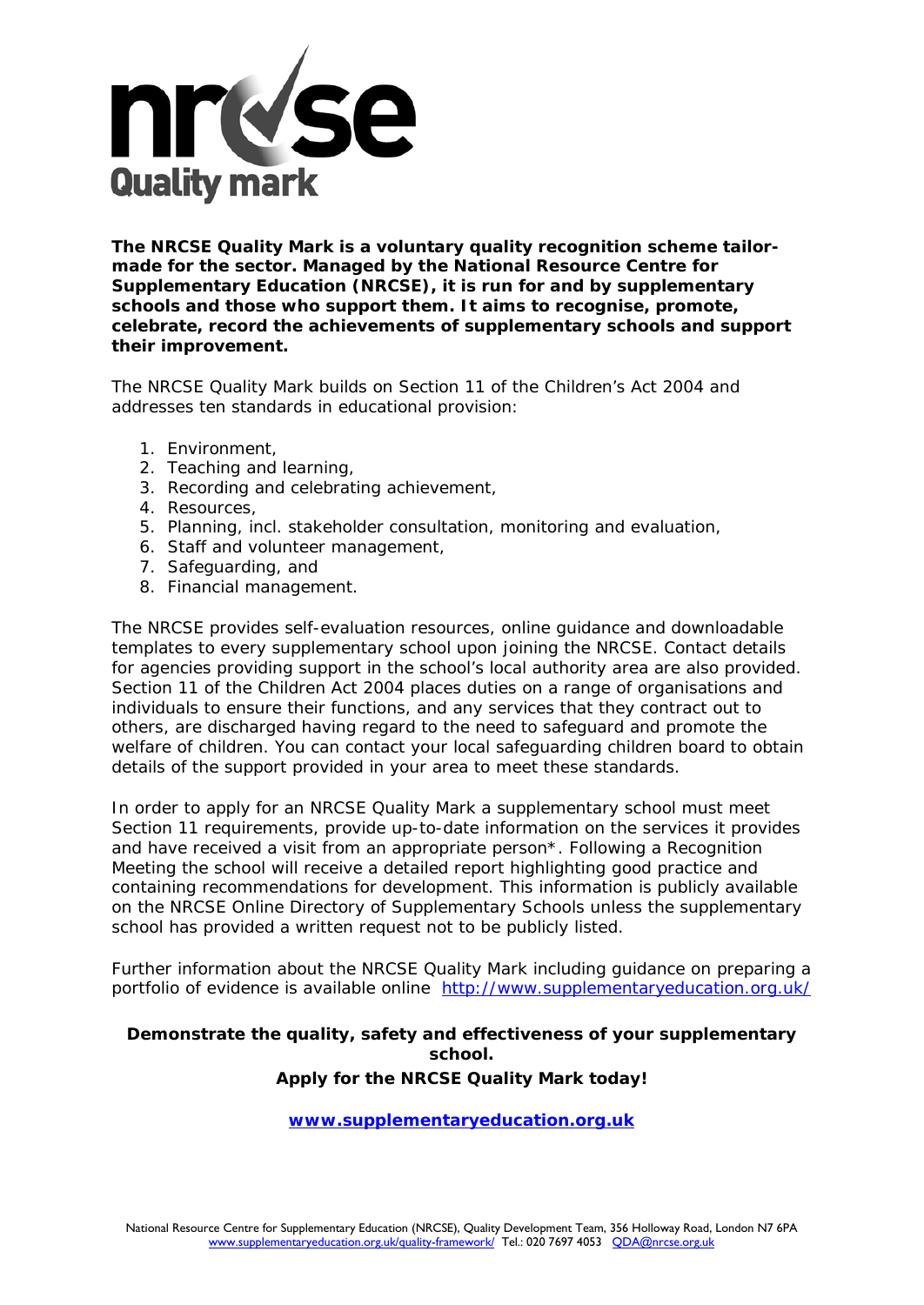# nrcse Quality mark

**The NRCSE Quality Mark is a voluntary quality recognition scheme tailor-made for the sector. Managed by the National Resource Centre for Supplementary Education (NRCSE), it is run for and by supplementary schools and those who support them. It aims to recognise, promote, celebrate, record the achievements of supplementary schools and support their improvement.**

The NRCSE Quality Mark builds on Section 11 of the Children's Act 2004 and addresses ten standards in educational provision:

1. Environment,
2. Teaching and learning,
3. Recording and celebrating achievement,
4. Resources,
5. Planning, incl. stakeholder consultation, monitoring and evaluation,
6. Staff and volunteer management,
7. Safeguarding, and
8. Financial management.

The NRCSE provides self-evaluation resources, online guidance and downloadable templates to every supplementary school upon joining the NRCSE. Contact details for agencies providing support in the school's local authority area are also provided. Section 11 of the Children Act 2004 places duties on a range of organisations and individuals to ensure their functions, and any services that they contract out to others, are discharged having regard to the need to safeguard and promote the welfare of children. You can contact your local safeguarding children board to obtain details of the support provided in your area to meet these standards.

In order to apply for an NRCSE Quality Mark a supplementary school must meet Section 11 requirements, provide up-to-date information on the services it provides and have received a visit from an appropriate person*. Following a Recognition Meeting the school will receive a detailed report highlighting good practice and containing recommendations for development. This information is publicly available on the NRCSE Online Directory of Supplementary Schools unless the supplementary school has provided a written request not to be publicly listed.

Further information about the NRCSE Quality Mark including guidance on preparing a portfolio of evidence is available online http://www.supplementaryeducation.org.uk/

**Demonstrate the quality, safety and effectiveness of your supplementary school.**

**Apply for the NRCSE Quality Mark today!**

**www.supplementaryeducation.org.uk**

National Resource Centre for Supplementary Education (NRCSE), Quality Development Team, 356 Holloway Road, London N7 6PA
www.supplementaryeducation.org.uk/quality-framework/ Tel.: 020 7697 4053 QDA@nrcse.org.uk